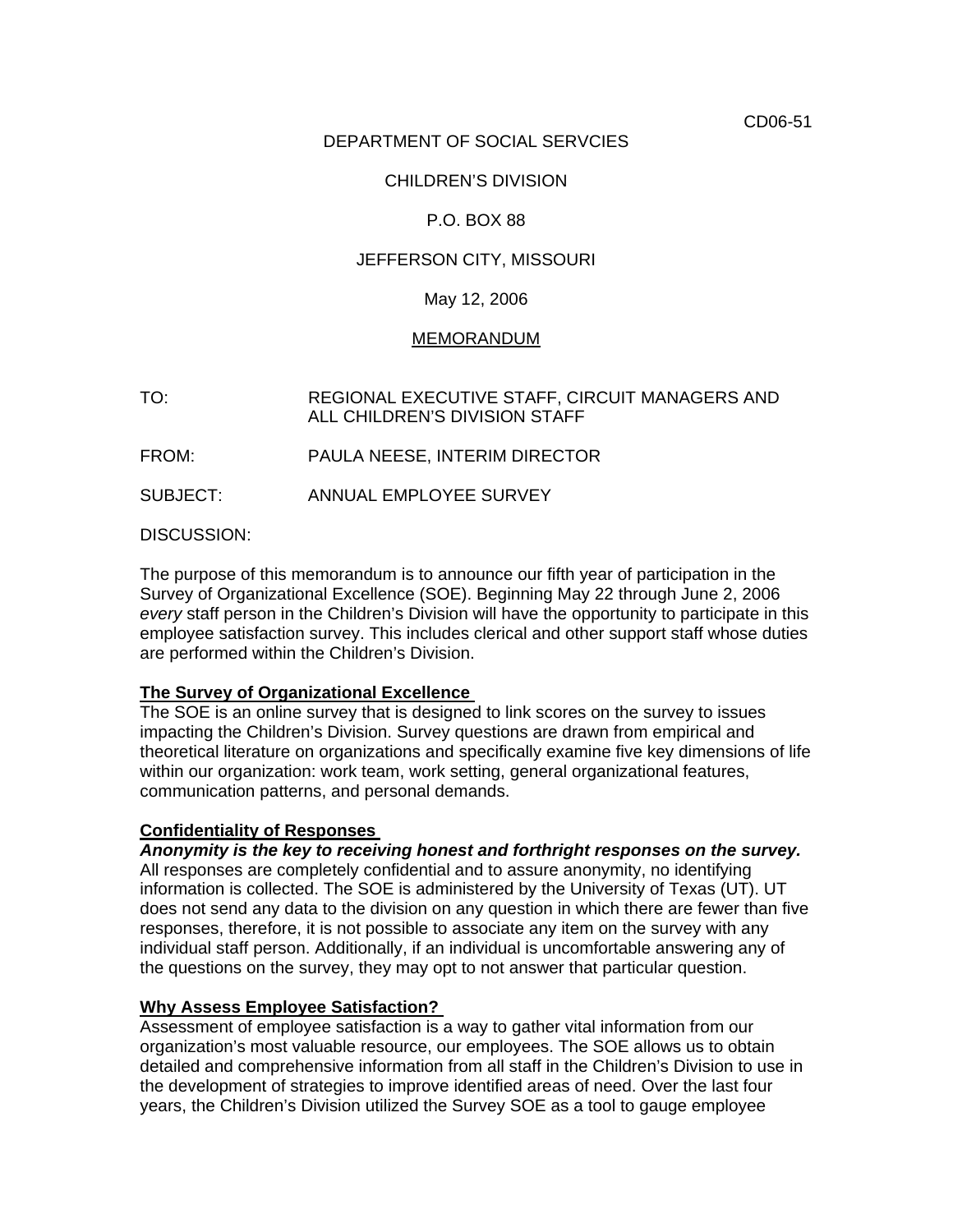CD06-51

DEPARTMENT OF SOCIAL SERVCIES

CHILDREN'S DIVISION

P.O. BOX 88

JEFFERSON CITY, MISSOURI

May 12, 2006

MEMORANDUM

TO: REGIONAL EXECUTIVE STAFF, CIRCUIT MANAGERS AND ALL CHILDREN'S DIVISION STAFF

FROM: PAULA NEESE, INTERIM DIRECTOR

SUBJECT: ANNUAL EMPLOYEE SURVEY

DISCUSSION:

The purpose of this memorandum is to announce our fifth year of participation in the Survey of Organizational Excellence (SOE). Beginning May 22 through June 2, 2006 *every* staff person in the Children's Division will have the opportunity to participate in this employee satisfaction survey. This includes clerical and other support staff whose duties are performed within the Children's Division.

**The Survey of Organizational Excellence**

The SOE is an online survey that is designed to link scores on the survey to issues impacting the Children's Division. Survey questions are drawn from empirical and theoretical literature on organizations and specifically examine five key dimensions of life within our organization: work team, work setting, general organizational features, communication patterns, and personal demands.

**Confidentiality of Responses**

***Anonymity is the key to receiving honest and forthright responses on the survey.*** All responses are completely confidential and to assure anonymity, no identifying information is collected. The SOE is administered by the University of Texas (UT). UT does not send any data to the division on any question in which there are fewer than five responses, therefore, it is not possible to associate any item on the survey with any individual staff person. Additionally, if an individual is uncomfortable answering any of the questions on the survey, they may opt to not answer that particular question.

**Why Assess Employee Satisfaction?**

Assessment of employee satisfaction is a way to gather vital information from our organization's most valuable resource, our employees. The SOE allows us to obtain detailed and comprehensive information from all staff in the Children's Division to use in the development of strategies to improve identified areas of need. Over the last four years, the Children's Division utilized the Survey SOE as a tool to gauge employee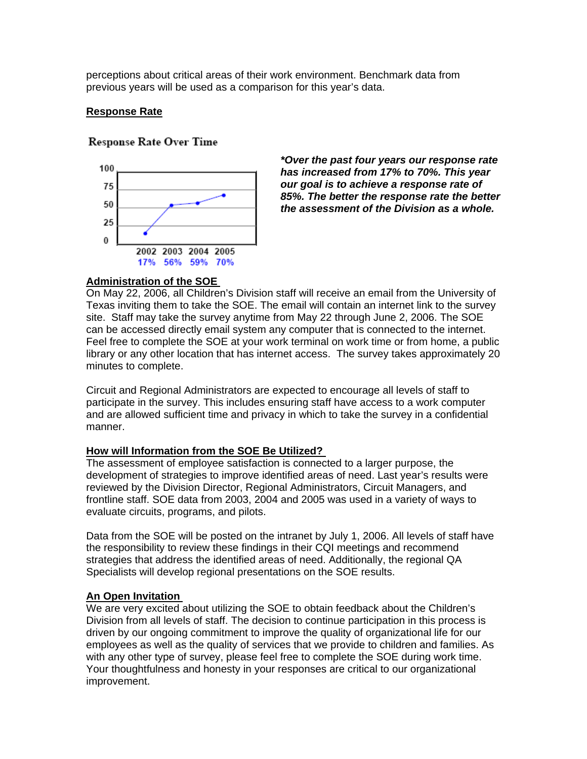perceptions about critical areas of their work environment. Benchmark data from previous years will be used as a comparison for this year's data.

## Response Rate

Response Rate Over Time

| 2002 | 2003 | 2004 | 2005 |
|---|---|---|---|
| 17% | 56% | 59% | 70% |

***Over the past four years our response rate has increased from 17% to 70%. This year our goal is to achieve a response rate of 85%. The better the response rate the better the assessment of the Division as a whole.***

## Administration of the SOE

On May 22, 2006, all Children's Division staff will receive an email from the University of Texas inviting them to take the SOE. The email will contain an internet link to the survey site. Staff may take the survey anytime from May 22 through June 2, 2006. The SOE can be accessed directly email system any computer that is connected to the internet. Feel free to complete the SOE at your work terminal on work time or from home, a public library or any other location that has internet access. The survey takes approximately 20 minutes to complete.

Circuit and Regional Administrators are expected to encourage all levels of staff to participate in the survey. This includes ensuring staff have access to a work computer and are allowed sufficient time and privacy in which to take the survey in a confidential manner.

## How will Information from the SOE Be Utilized?

The assessment of employee satisfaction is connected to a larger purpose, the development of strategies to improve identified areas of need. Last year's results were reviewed by the Division Director, Regional Administrators, Circuit Managers, and frontline staff. SOE data from 2003, 2004 and 2005 was used in a variety of ways to evaluate circuits, programs, and pilots.

Data from the SOE will be posted on the intranet by July 1, 2006. All levels of staff have the responsibility to review these findings in their CQI meetings and recommend strategies that address the identified areas of need. Additionally, the regional QA Specialists will develop regional presentations on the SOE results.

## An Open Invitation

We are very excited about utilizing the SOE to obtain feedback about the Children's Division from all levels of staff. The decision to continue participation in this process is driven by our ongoing commitment to improve the quality of organizational life for our employees as well as the quality of services that we provide to children and families. As with any other type of survey, please feel free to complete the SOE during work time. Your thoughtfulness and honesty in your responses are critical to our organizational improvement.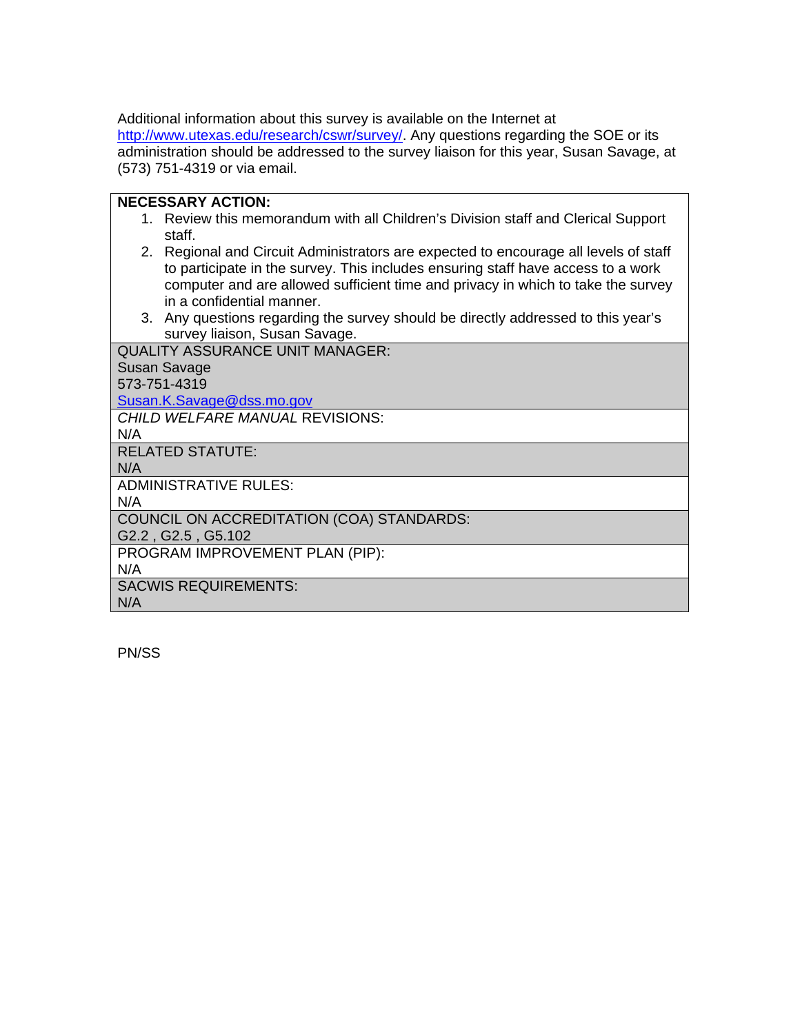Additional information about this survey is available on the Internet at http://www.utexas.edu/research/cswr/survey/. Any questions regarding the SOE or its administration should be addressed to the survey liaison for this year, Susan Savage, at (573) 751-4319 or via email.

| |
|---|
| **NECESSARY ACTION:**<br>1. Review this memorandum with all Children's Division staff and Clerical Support staff.<br>2. Regional and Circuit Administrators are expected to encourage all levels of staff to participate in the survey. This includes ensuring staff have access to a work computer and are allowed sufficient time and privacy in which to take the survey in a confidential manner.<br>3. Any questions regarding the survey should be directly addressed to this year's survey liaison, Susan Savage. |
| QUALITY ASSURANCE UNIT MANAGER:<br>Susan Savage<br>573-751-4319<br>Susan.K.Savage@dss.mo.gov |
| *CHILD WELFARE MANUAL* REVISIONS:<br>N/A |
| RELATED STATUTE:<br>N/A |
| ADMINISTRATIVE RULES:<br>N/A |
| COUNCIL ON ACCREDITATION (COA) STANDARDS:<br>G2.2 , G2.5 , G5.102 |
| PROGRAM IMPROVEMENT PLAN (PIP):<br>N/A |
| SACWIS REQUIREMENTS:<br>N/A |

PN/SS